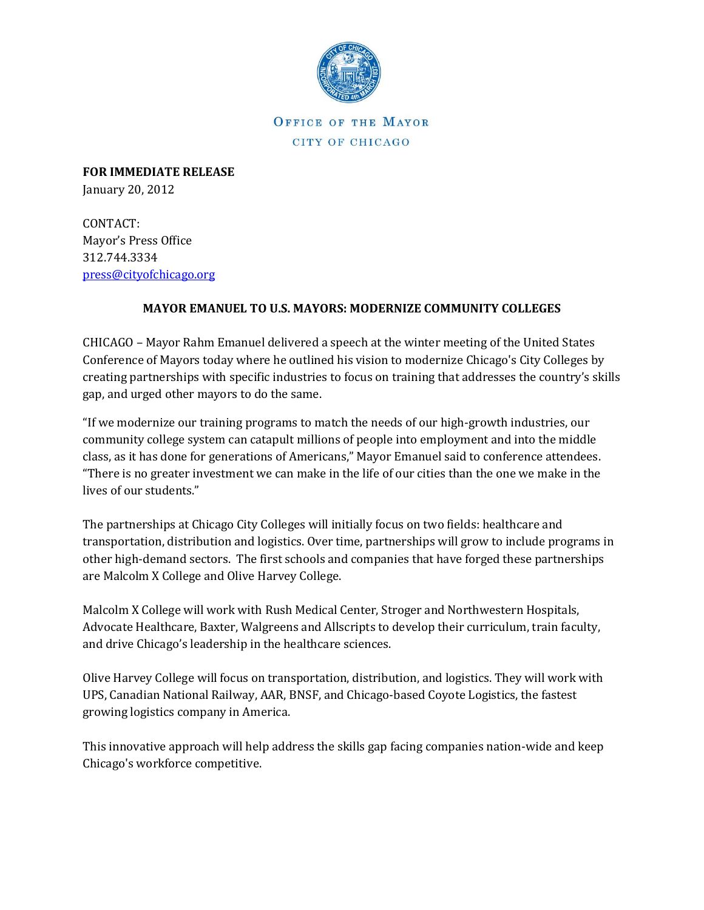Office of the Mayor

City of Chicago

**FOR IMMEDIATE RELEASE**
January 20, 2012

CONTACT:
Mayor's Press Office
312.744.3334
press@cityofchicago.org

**MAYOR EMANUEL TO U.S. MAYORS: MODERNIZE COMMUNITY COLLEGES**

CHICAGO – Mayor Rahm Emanuel delivered a speech at the winter meeting of the United States Conference of Mayors today where he outlined his vision to modernize Chicago's City Colleges by creating partnerships with specific industries to focus on training that addresses the country's skills gap, and urged other mayors to do the same.

"If we modernize our training programs to match the needs of our high-growth industries, our community college system can catapult millions of people into employment and into the middle class, as it has done for generations of Americans," Mayor Emanuel said to conference attendees. "There is no greater investment we can make in the life of our cities than the one we make in the lives of our students."

The partnerships at Chicago City Colleges will initially focus on two fields: healthcare and transportation, distribution and logistics. Over time, partnerships will grow to include programs in other high-demand sectors. The first schools and companies that have forged these partnerships are Malcolm X College and Olive Harvey College.

Malcolm X College will work with Rush Medical Center, Stroger and Northwestern Hospitals, Advocate Healthcare, Baxter, Walgreens and Allscripts to develop their curriculum, train faculty, and drive Chicago's leadership in the healthcare sciences.

Olive Harvey College will focus on transportation, distribution, and logistics. They will work with UPS, Canadian National Railway, AAR, BNSF, and Chicago-based Coyote Logistics, the fastest growing logistics company in America.

This innovative approach will help address the skills gap facing companies nation-wide and keep Chicago's workforce competitive.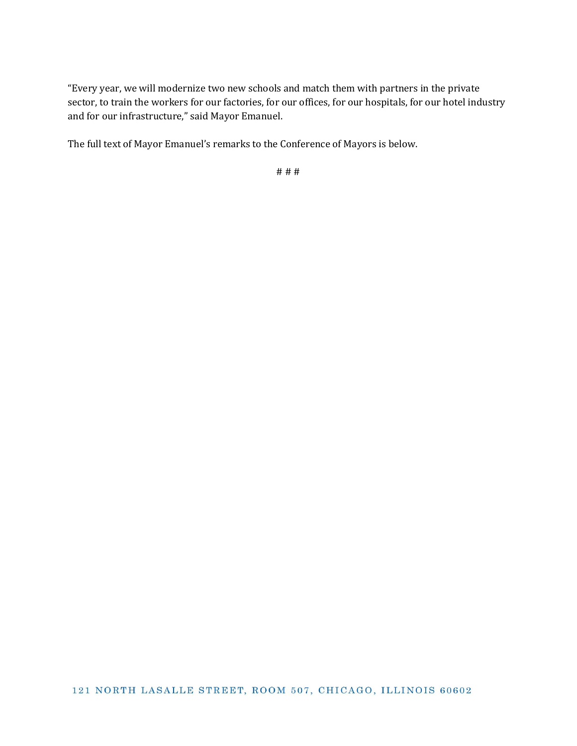"Every year, we will modernize two new schools and match them with partners in the private sector, to train the workers for our factories, for our offices, for our hospitals, for our hotel industry and for our infrastructure," said Mayor Emanuel.

The full text of Mayor Emanuel's remarks to the Conference of Mayors is below.

# # #

121 NORTH LASALLE STREET, ROOM 507, CHICAGO, ILLINOIS 60602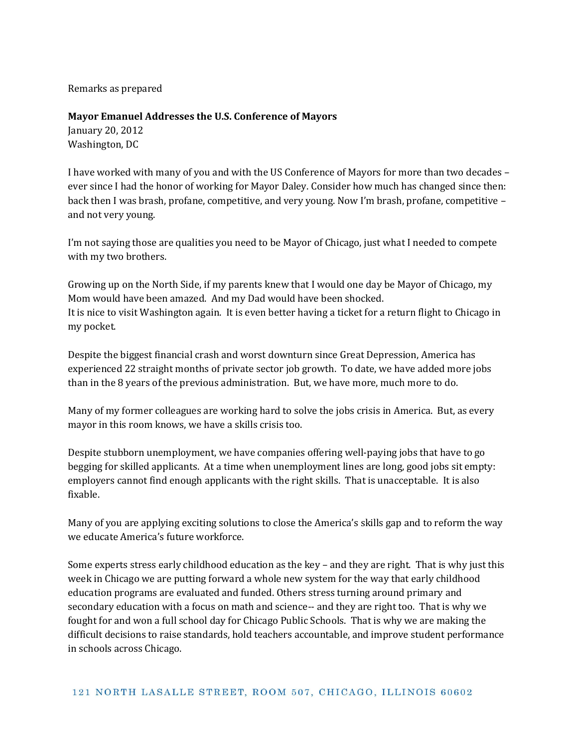Remarks as prepared

**Mayor Emanuel Addresses the U.S. Conference of Mayors**
January 20, 2012
Washington, DC

I have worked with many of you and with the US Conference of Mayors for more than two decades – ever since I had the honor of working for Mayor Daley. Consider how much has changed since then: back then I was brash, profane, competitive, and very young. Now I'm brash, profane, competitive – and not very young.

I'm not saying those are qualities you need to be Mayor of Chicago, just what I needed to compete with my two brothers.

Growing up on the North Side, if my parents knew that I would one day be Mayor of Chicago, my Mom would have been amazed. And my Dad would have been shocked.
It is nice to visit Washington again. It is even better having a ticket for a return flight to Chicago in my pocket.

Despite the biggest financial crash and worst downturn since Great Depression, America has experienced 22 straight months of private sector job growth. To date, we have added more jobs than in the 8 years of the previous administration. But, we have more, much more to do.

Many of my former colleagues are working hard to solve the jobs crisis in America. But, as every mayor in this room knows, we have a skills crisis too.

Despite stubborn unemployment, we have companies offering well-paying jobs that have to go begging for skilled applicants. At a time when unemployment lines are long, good jobs sit empty: employers cannot find enough applicants with the right skills. That is unacceptable. It is also fixable.

Many of you are applying exciting solutions to close the America's skills gap and to reform the way we educate America's future workforce.

Some experts stress early childhood education as the key – and they are right. That is why just this week in Chicago we are putting forward a whole new system for the way that early childhood education programs are evaluated and funded. Others stress turning around primary and secondary education with a focus on math and science-- and they are right too. That is why we fought for and won a full school day for Chicago Public Schools. That is why we are making the difficult decisions to raise standards, hold teachers accountable, and improve student performance in schools across Chicago.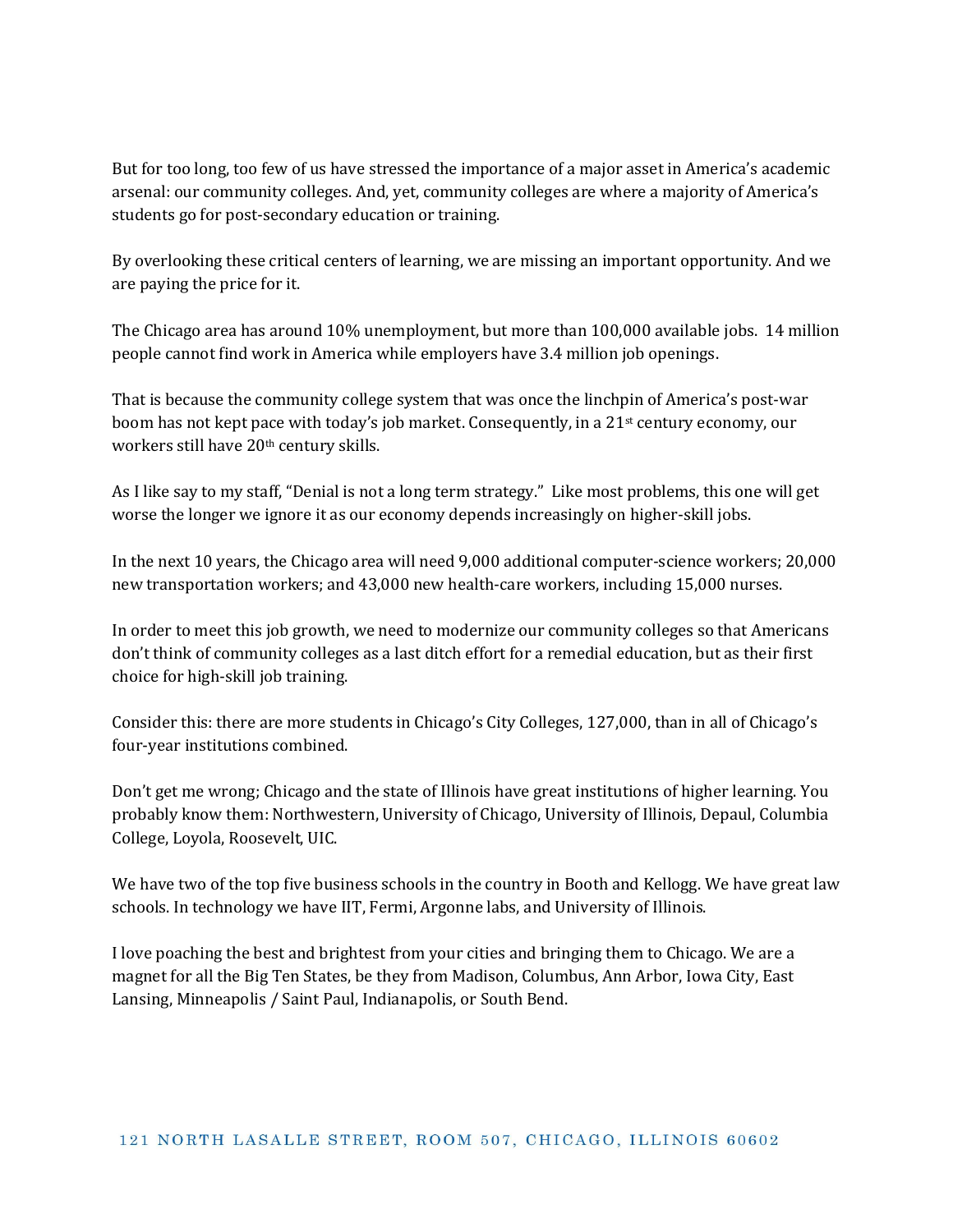But for too long, too few of us have stressed the importance of a major asset in America's academic arsenal: our community colleges. And, yet, community colleges are where a majority of America's students go for post-secondary education or training.

By overlooking these critical centers of learning, we are missing an important opportunity. And we are paying the price for it.

The Chicago area has around 10% unemployment, but more than 100,000 available jobs. 14 million people cannot find work in America while employers have 3.4 million job openings.

That is because the community college system that was once the linchpin of America's post-war boom has not kept pace with today's job market. Consequently, in a 21st century economy, our workers still have 20th century skills.

As I like say to my staff, "Denial is not a long term strategy." Like most problems, this one will get worse the longer we ignore it as our economy depends increasingly on higher-skill jobs.

In the next 10 years, the Chicago area will need 9,000 additional computer-science workers; 20,000 new transportation workers; and 43,000 new health-care workers, including 15,000 nurses.

In order to meet this job growth, we need to modernize our community colleges so that Americans don't think of community colleges as a last ditch effort for a remedial education, but as their first choice for high-skill job training.

Consider this: there are more students in Chicago's City Colleges, 127,000, than in all of Chicago's four-year institutions combined.

Don't get me wrong; Chicago and the state of Illinois have great institutions of higher learning. You probably know them: Northwestern, University of Chicago, University of Illinois, Depaul, Columbia College, Loyola, Roosevelt, UIC.

We have two of the top five business schools in the country in Booth and Kellogg. We have great law schools. In technology we have IIT, Fermi, Argonne labs, and University of Illinois.

I love poaching the best and brightest from your cities and bringing them to Chicago. We are a magnet for all the Big Ten States, be they from Madison, Columbus, Ann Arbor, Iowa City, East Lansing, Minneapolis / Saint Paul, Indianapolis, or South Bend.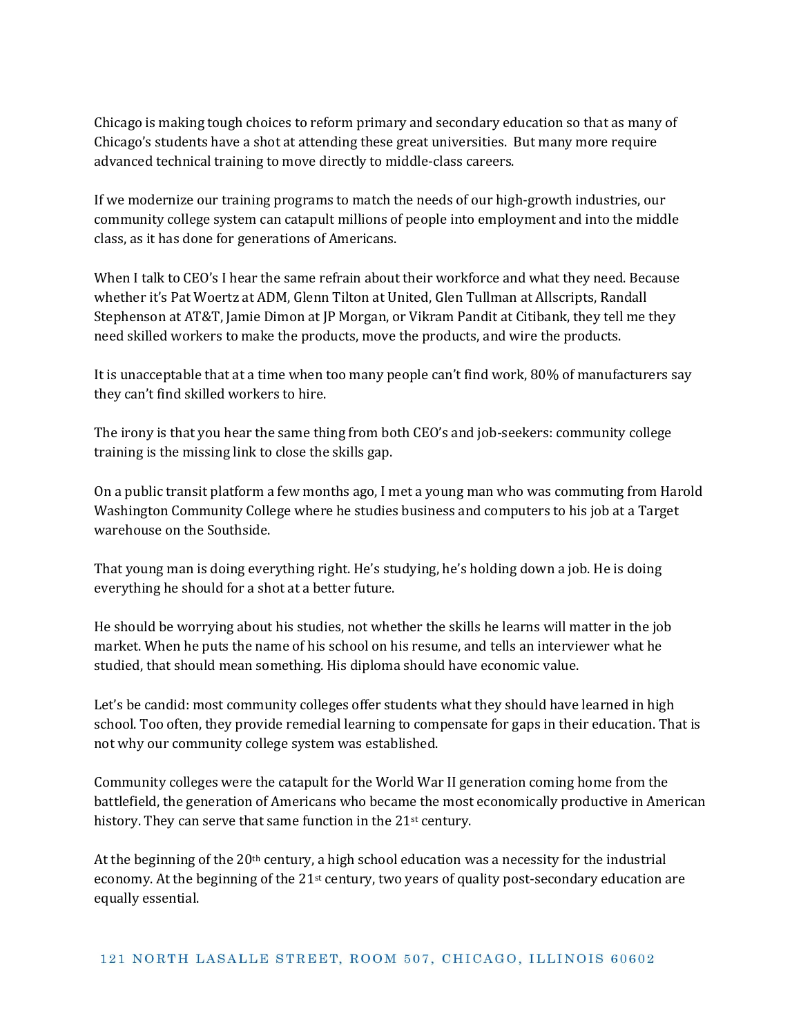Chicago is making tough choices to reform primary and secondary education so that as many of Chicago's students have a shot at attending these great universities.  But many more require advanced technical training to move directly to middle-class careers.

If we modernize our training programs to match the needs of our high-growth industries, our community college system can catapult millions of people into employment and into the middle class, as it has done for generations of Americans.

When I talk to CEO's I hear the same refrain about their workforce and what they need. Because whether it's Pat Woertz at ADM, Glenn Tilton at United, Glen Tullman at Allscripts, Randall Stephenson at AT&T, Jamie Dimon at JP Morgan, or Vikram Pandit at Citibank, they tell me they need skilled workers to make the products, move the products, and wire the products.

It is unacceptable that at a time when too many people can't find work, 80% of manufacturers say they can't find skilled workers to hire.

The irony is that you hear the same thing from both CEO's and job-seekers: community college training is the missing link to close the skills gap.

On a public transit platform a few months ago, I met a young man who was commuting from Harold Washington Community College where he studies business and computers to his job at a Target warehouse on the Southside.

That young man is doing everything right. He's studying, he's holding down a job. He is doing everything he should for a shot at a better future.

He should be worrying about his studies, not whether the skills he learns will matter in the job market. When he puts the name of his school on his resume, and tells an interviewer what he studied, that should mean something. His diploma should have economic value.

Let's be candid: most community colleges offer students what they should have learned in high school. Too often, they provide remedial learning to compensate for gaps in their education. That is not why our community college system was established.

Community colleges were the catapult for the World War II generation coming home from the battlefield, the generation of Americans who became the most economically productive in American history. They can serve that same function in the 21st century.

At the beginning of the 20th century, a high school education was a necessity for the industrial economy. At the beginning of the 21st century, two years of quality post-secondary education are equally essential.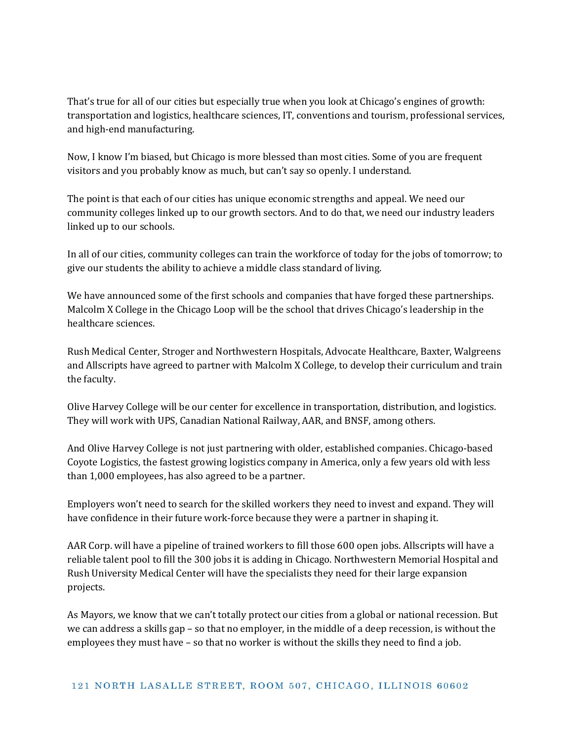That's true for all of our cities but especially true when you look at Chicago's engines of growth: transportation and logistics, healthcare sciences, IT, conventions and tourism, professional services, and high-end manufacturing.

Now, I know I'm biased, but Chicago is more blessed than most cities. Some of you are frequent visitors and you probably know as much, but can't say so openly. I understand.

The point is that each of our cities has unique economic strengths and appeal. We need our community colleges linked up to our growth sectors. And to do that, we need our industry leaders linked up to our schools.

In all of our cities, community colleges can train the workforce of today for the jobs of tomorrow; to give our students the ability to achieve a middle class standard of living.

We have announced some of the first schools and companies that have forged these partnerships. Malcolm X College in the Chicago Loop will be the school that drives Chicago's leadership in the healthcare sciences.

Rush Medical Center, Stroger and Northwestern Hospitals, Advocate Healthcare, Baxter, Walgreens and Allscripts have agreed to partner with Malcolm X College, to develop their curriculum and train the faculty.

Olive Harvey College will be our center for excellence in transportation, distribution, and logistics. They will work with UPS, Canadian National Railway, AAR, and BNSF, among others.

And Olive Harvey College is not just partnering with older, established companies. Chicago-based Coyote Logistics, the fastest growing logistics company in America, only a few years old with less than 1,000 employees, has also agreed to be a partner.

Employers won't need to search for the skilled workers they need to invest and expand. They will have confidence in their future work-force because they were a partner in shaping it.

AAR Corp. will have a pipeline of trained workers to fill those 600 open jobs. Allscripts will have a reliable talent pool to fill the 300 jobs it is adding in Chicago. Northwestern Memorial Hospital and Rush University Medical Center will have the specialists they need for their large expansion projects.

As Mayors, we know that we can't totally protect our cities from a global or national recession. But we can address a skills gap – so that no employer, in the middle of a deep recession, is without the employees they must have – so that no worker is without the skills they need to find a job.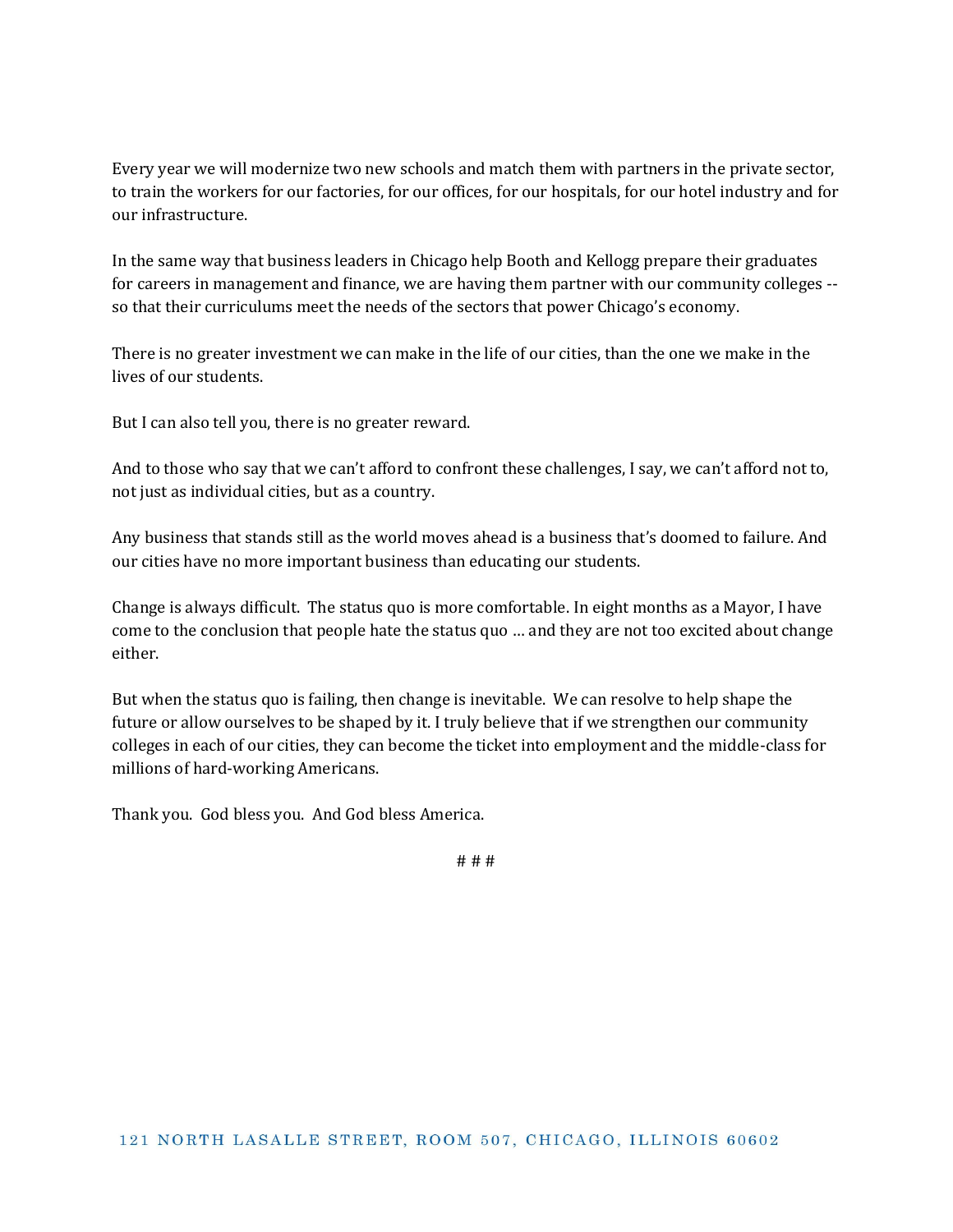Every year we will modernize two new schools and match them with partners in the private sector, to train the workers for our factories, for our offices, for our hospitals, for our hotel industry and for our infrastructure.

In the same way that business leaders in Chicago help Booth and Kellogg prepare their graduates for careers in management and finance, we are having them partner with our community colleges -- so that their curriculums meet the needs of the sectors that power Chicago's economy.

There is no greater investment we can make in the life of our cities, than the one we make in the lives of our students.

But I can also tell you, there is no greater reward.

And to those who say that we can't afford to confront these challenges, I say, we can't afford not to, not just as individual cities, but as a country.

Any business that stands still as the world moves ahead is a business that's doomed to failure. And our cities have no more important business than educating our students.

Change is always difficult. The status quo is more comfortable. In eight months as a Mayor, I have come to the conclusion that people hate the status quo … and they are not too excited about change either.

But when the status quo is failing, then change is inevitable. We can resolve to help shape the future or allow ourselves to be shaped by it. I truly believe that if we strengthen our community colleges in each of our cities, they can become the ticket into employment and the middle-class for millions of hard-working Americans.

Thank you. God bless you. And God bless America.

# # #

121 NORTH LASALLE STREET, ROOM 507, CHICAGO, ILLINOIS 60602